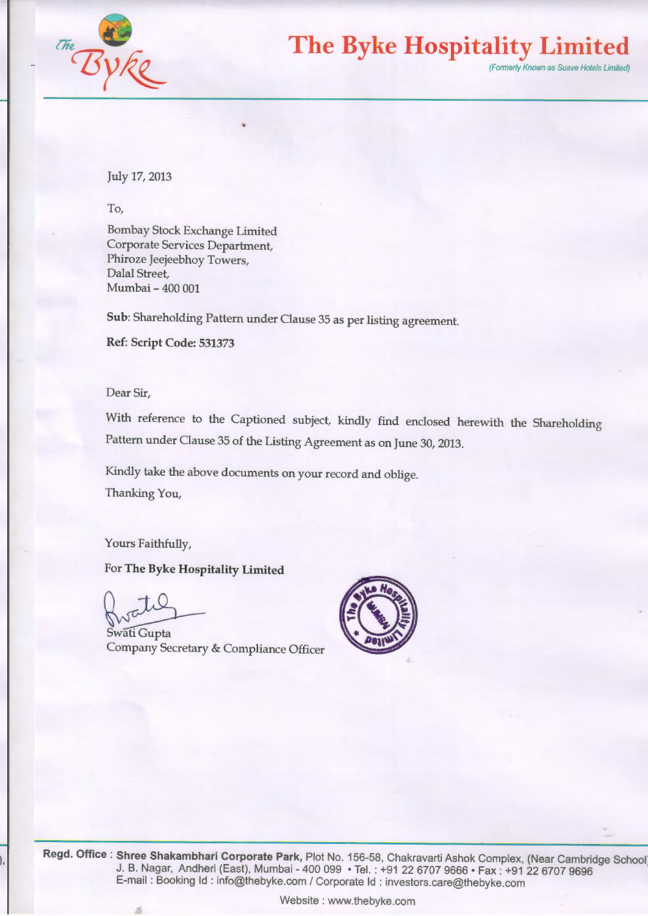# The Byke Hospitality Limited

*(Formerly Known as Suave Hotels Limited)*

July 17, 2013

To,

Bombay Stock Exchange Limited
Corporate Services Department,
Phiroze Jeejeebhoy Towers,
Dalal Street,
Mumbai – 400 001

**Sub**: Shareholding Pattern under Clause 35 as per listing agreement.

**Ref: Script Code: 531373**

Dear Sir,

With reference to the Captioned subject, kindly find enclosed herewith the Shareholding Pattern under Clause 35 of the Listing Agreement as on June 30, 2013.

Kindly take the above documents on your record and oblige.

Thanking You,

Yours Faithfully,

For **The Byke Hospitality Limited**

Swati Gupta
Company Secretary & Compliance Officer

**Regd. Office : Shree Shakambhari Corporate Park,** Plot No. 156-58, Chakravarti Ashok Complex, (Near Cambridge School) J. B. Nagar, Andheri (East), Mumbai - 400 099 • Tel. : +91 22 6707 9666 • Fax : +91 22 6707 9696
E-mail : Booking Id : info@thebyke.com / Corporate Id : investors.care@thebyke.com

Website : www.thebyke.com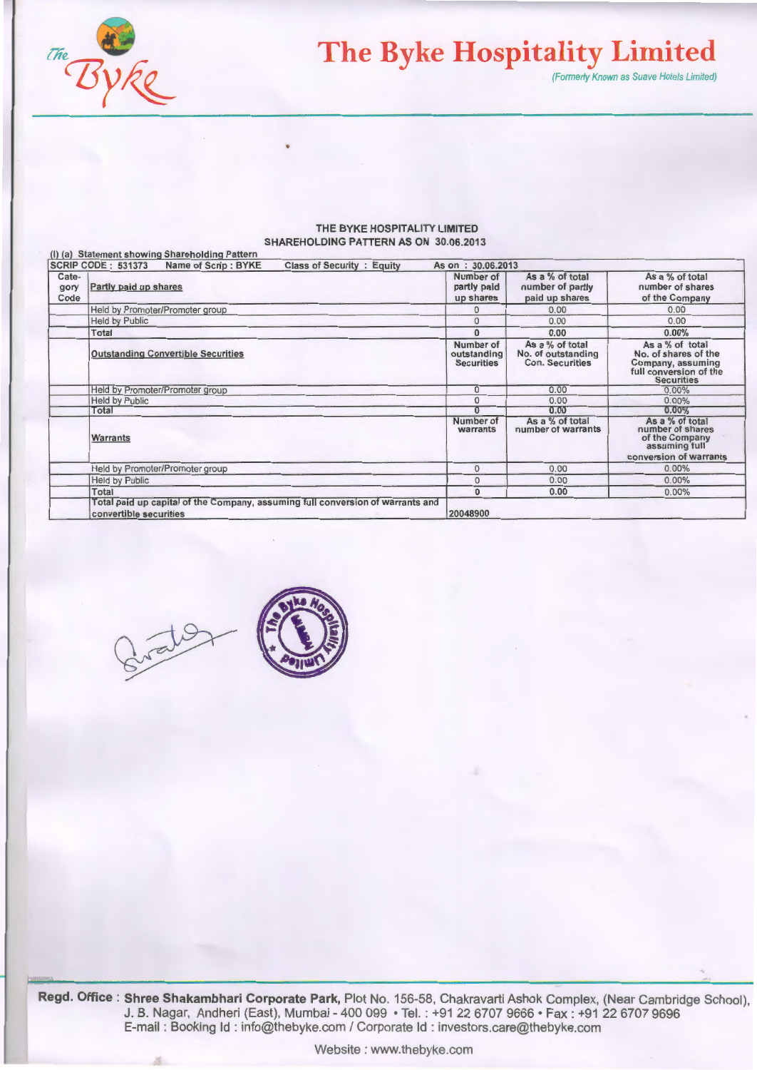# The Byke Hospitality Limited

(Formerly Known as Suave Hotels Limited)

**THE BYKE HOSPITALITY LIMITED**
**SHAREHOLDING PATTERN AS ON 30.06.2013**

(I) (a) Statement showing Shareholding Pattern

| SCRIP CODE : 531373 | Name of Scrip : BYKE Class of Security : Equity | As on : 30.06.2013 | | |
|---|---|---|---|---|
| Cate-gory Code | Partly paid up shares | Number of partly paid up shares | As a % of total number of partly paid up shares | As a % of total number of shares of the Company |
| | Held by Promoter/Promoter group | 0 | 0.00 | 0.00 |
| | Held by Public | 0 | 0.00 | 0.00 |
| | Total | 0 | 0.00 | 0.00% |
| | Outstanding Convertible Securities | Number of outstanding Securities | As a % of total No. of outstanding Con. Securities | As a % of total No. of shares of the Company, assuming full conversion of the Securities |
| | Held by Promoter/Promoter group | 0 | 0.00 | 0.00% |
| | Held by Public | 0 | 0.00 | 0.00% |
| | Total | 0 | 0.00 | 0.00% |
| | Warrants | Number of warrants | As a % of total number of warrants | As a % of total number of shares of the Company assuming full conversion of warrants |
| | Held by Promoter/Promoter group | 0 | 0.00 | 0.00% |
| | Held by Public | 0 | 0.00 | 0.00% |
| | Total | 0 | 0.00 | 0.00% |
| | Total paid up capital of the Company, assuming full conversion of warrants and convertible securities | 20048900 | | |

**Regd. Office : Shree Shakambhari Corporate Park,** Plot No. 156-58, Chakravarti Ashok Complex, (Near Cambridge School), J. B. Nagar, Andheri (East), Mumbai - 400 099 • Tel. : +91 22 6707 9666 • Fax : +91 22 6707 9696
E-mail : Booking Id : info@thebyke.com / Corporate Id : investors.care@thebyke.com

Website : www.thebyke.com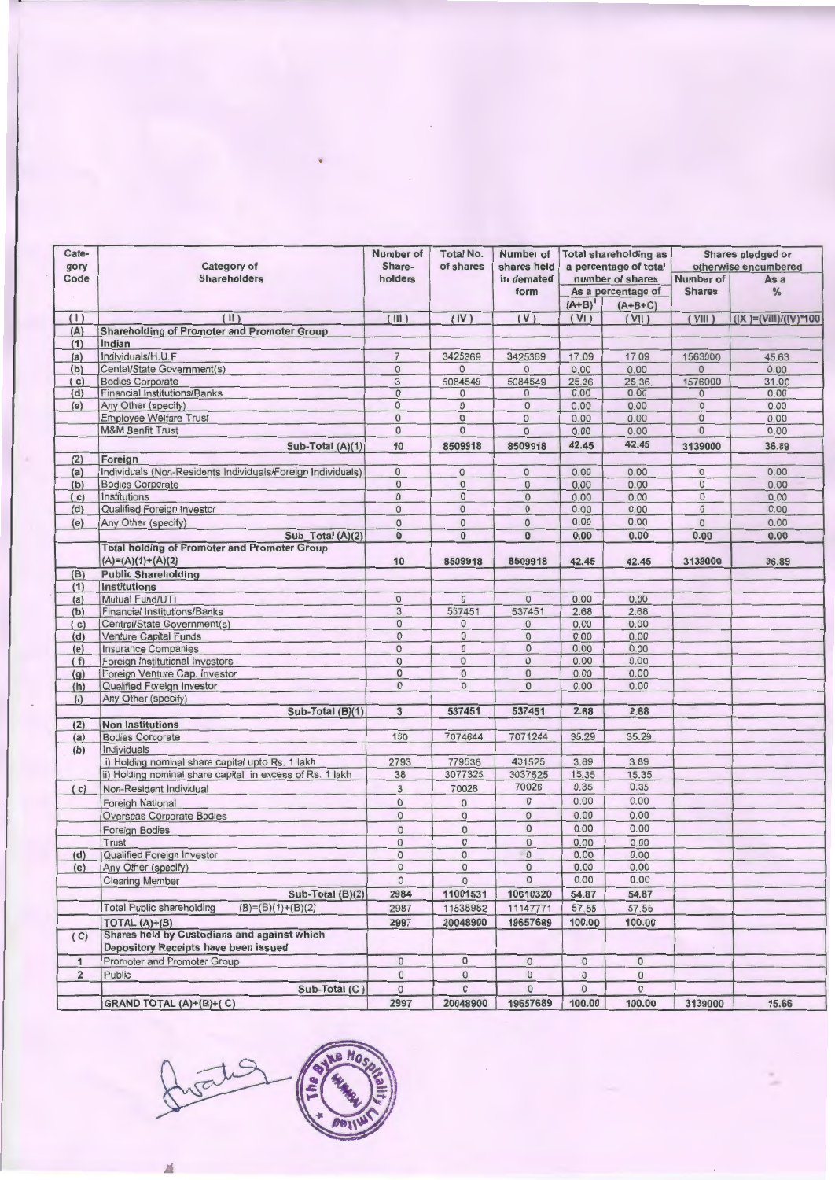| Category Code | Category of Shareholders | Number of Share-holders | Total No. of shares | Number of shares held in demated form | Total shareholding as a percentage of total number of shares | | Shares pledged or otherwise encumbered | |
|---|---|---|---|---|---|---|---|---|
| | | | | | As a percentage of | | Number of Shares | As a % |
| | | | | | (A+B)[1] | (A+B+C) | | |
| ( I ) | ( II ) | ( III ) | ( IV ) | ( V ) | ( VI ) | ( VII ) | ( VIII ) | (IX )=(VIII)/(IV)*100 |
| (A) | **Shareholding of Promoter and Promoter Group** | | | | | | | |
| (1) | **Indian** | | | | | | | |
| (a) | Individuals/H.U.F | 7 | 3425369 | 3425369 | 17.09 | 17.09 | 1563000 | 45.63 |
| (b) | Cental/State Government(s) | 0 | 0 | 0 | 0.00 | 0.00 | 0 | 0.00 |
| ( c) | Bodies Corporate | 3 | 5084549 | 5084549 | 25.36 | 25.36 | 1576000 | 31.00 |
| (d) | Financial Institutions/Banks | 0 | 0 | 0 | 0.00 | 0.00 | 0 | 0.00 |
| (e) | Any Other (specify) | 0 | 0 | 0 | 0.00 | 0.00 | 0 | 0.00 |
| | Employee Welfare Trust | 0 | 0 | 0 | 0.00 | 0.00 | 0 | 0.00 |
| | M&M Benfit Trust | 0 | 0 | 0 | 0.00 | 0.00 | 0 | 0.00 |
| | **Sub-Total (A)(1)** | **10** | **8509918** | **8509918** | **42.45** | **42.45** | **3139000** | **36.89** |
| (2) | **Foreign** | | | | | | | |
| (a) | Individuals (Non-Residents Individuals/Foreign Individuals) | 0 | 0 | 0 | 0.00 | 0.00 | 0 | 0.00 |
| (b) | Bodies Corporate | 0 | 0 | 0 | 0.00 | 0.00 | 0 | 0.00 |
| ( c) | Institutions | 0 | 0 | 0 | 0.00 | 0.00 | 0 | 0.00 |
| (d) | Qualified Foreign Investor | 0 | 0 | 0 | 0.00 | 0.00 | 0 | 0.00 |
| (e) | Any Other (specify) | 0 | 0 | 0 | 0.00 | 0.00 | 0 | 0.00 |
| | **Sub_Total (A)(2)** | **0** | **0** | **0** | **0.00** | **0.00** | **0.00** | **0.00** |
| | **Total holding of Promoter and Promoter Group (A)=(A)(1)+(A)(2)** | **10** | **8509918** | **8509918** | **42.45** | **42.45** | **3139000** | **36.89** |
| (B) | **Public Shareholding** | | | | | | | |
| (1) | **Institutions** | | | | | | | |
| (a) | Mutual Fund/UTI | 0 | 0 | 0 | 0.00 | 0.00 | | |
| (b) | Financial Institutions/Banks | 3 | 537451 | 537451 | 2.68 | 2.68 | | |
| ( c) | Central/State Government(s) | 0 | 0 | 0 | 0.00 | 0.00 | | |
| (d) | Venture Capital Funds | 0 | 0 | 0 | 0.00 | 0.00 | | |
| (e) | Insurance Companies | 0 | 0 | 0 | 0.00 | 0.00 | | |
| (f) | Foreign Institutional Investors | 0 | 0 | 0 | 0.00 | 0.00 | | |
| (g) | Foreign Venture Cap. Investor | 0 | 0 | 0 | 0.00 | 0.00 | | |
| (h) | Qualified Foreign Investor | 0 | 0 | 0 | 0.00 | 0.00 | | |
| (i) | Any Other (specify) | | | | | | | |
| | **Sub-Total (B)(1)** | **3** | **537451** | **537451** | **2.68** | **2.68** | | |
| (2) | **Non Institutions** | | | | | | | |
| (a) | Bodies Corporate | 150 | 7074644 | 7071244 | 35.29 | 35.29 | | |
| (b) | Individuals | | | | | | | |
| | i) Holding nominal share capital upto Rs. 1 lakh | 2793 | 779536 | 431525 | 3.89 | 3.89 | | |
| | ii) Holding nominal share capital in excess of Rs. 1 lakh | 38 | 3077325 | 3037525 | 15.35 | 15.35 | | |
| ( c) | Non-Resident Individual | 3 | 70026 | 70026 | 0.35 | 0.35 | | |
| | Foreign National | 0 | 0 | 0 | 0.00 | 0.00 | | |
| | Overseas Corporate Bodies | 0 | 0 | 0 | 0.00 | 0.00 | | |
| | Foreign Bodies | 0 | 0 | 0 | 0.00 | 0.00 | | |
| | Trust | 0 | 0 | 0 | 0.00 | 0.00 | | |
| (d) | Qualified Foreign Investor | 0 | 0 | 0 | 0.00 | 0.00 | | |
| (e) | Any Other (specify) | 0 | 0 | 0 | 0.00 | 0.00 | | |
| | Clearing Member | 0 | 0 | 0 | 0.00 | 0.00 | | |
| | **Sub-Total (B)(2)** | **2984** | **11001531** | **10610320** | **54.87** | **54.87** | | |
| | Total Public shareholding (B)=(B)(1)+(B)(2) | 2987 | 11538982 | 11147771 | 57.55 | 57.55 | | |
| | **TOTAL (A)+(B)** | **2997** | **20048900** | **19657689** | **100.00** | **100.00** | | |
| ( C) | **Shares held by Custodians and against which Depository Receipts have been issued** | | | | | | | |
| 1 | Promoter and Promoter Group | 0 | 0 | 0 | 0 | 0 | | |
| 2 | Public | 0 | 0 | 0 | 0 | 0 | | |
| | **Sub-Total (C )** | **0** | **0** | **0** | **0** | **0** | | |
| | **GRAND TOTAL (A)+(B)+( C)** | **2997** | **20048900** | **19657689** | **100.00** | **100.00** | **3139000** | **15.66** |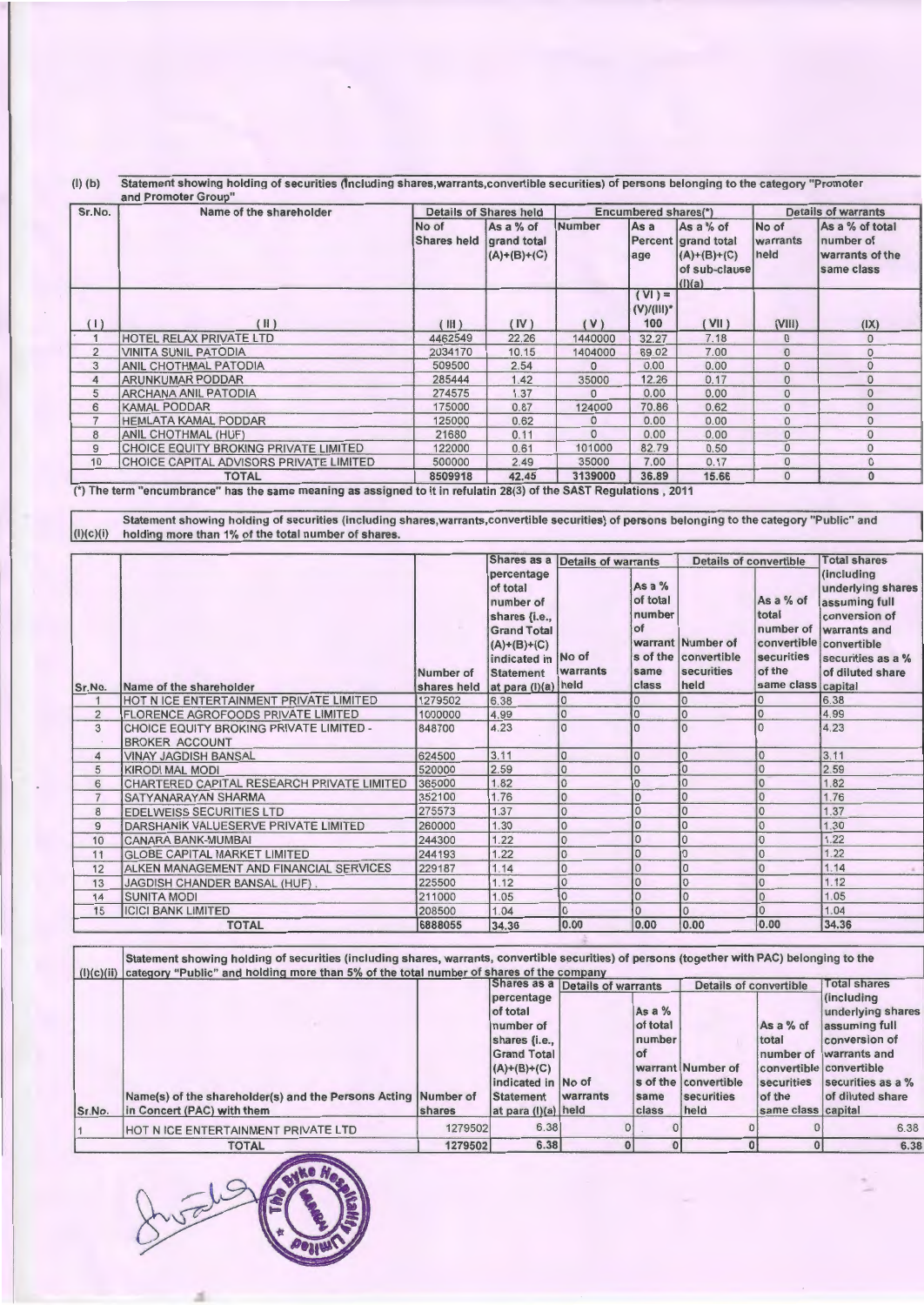(I) (b) Statement showing holding of securities (including shares,warrants,convertible securities) of persons belonging to the category "Promoter and Promoter Group"

| Sr.No. | Name of the shareholder | Details of Shares held | | Encumbered shares(*) | | | Details of warrants | |
|---|---|---|---|---|---|---|---|---|
| | | No of Shares held | As a % of grand total (A)+(B)+(C) | Number | As a Percentage | As a % of grand total (A)+(B)+(C) of sub-clause (I)(a) | No of warrants held | As a % of total number of warrants of the same class |
| ( I ) | ( II ) | ( III ) | ( IV ) | ( V ) | ( VI ) = (V)/(III)*100 | ( VII ) | (VIII) | (IX) |
| 1 | HOTEL RELAX PRIVATE LTD | 4462549 | 22.26 | 1440000 | 32.27 | 7.18 | 0 | 0 |
| 2 | VINITA SUNIL PATODIA | 2034170 | 10.15 | 1404000 | 69.02 | 7.00 | 0 | 0 |
| 3 | ANIL CHOTHMAL PATODIA | 509500 | 2.54 | 0 | 0.00 | 0.00 | 0 | 0 |
| 4 | ARUNKUMAR PODDAR | 285444 | 1.42 | 35000 | 12.26 | 0.17 | 0 | 0 |
| 5 | ARCHANA ANIL PATODIA | 274575 | 1.37 | 0 | 0.00 | 0.00 | 0 | 0 |
| 6 | KAMAL PODDAR | 175000 | 0.87 | 124000 | 70.86 | 0.62 | 0 | 0 |
| 7 | HEMLATA KAMAL PODDAR | 125000 | 0.62 | 0 | 0.00 | 0.00 | 0 | 0 |
| 8 | ANIL CHOTHMAL (HUF) | 21680 | 0.11 | 0 | 0.00 | 0.00 | 0 | 0 |
| 9 | CHOICE EQUITY BROKING PRIVATE LIMITED | 122000 | 0.61 | 101000 | 82.79 | 0.50 | 0 | 0 |
| 10 | CHOICE CAPITAL ADVISORS PRIVATE LIMITED | 500000 | 2.49 | 35000 | 7.00 | 0.17 | 0 | 0 |
| | TOTAL | 8509918 | 42.45 | 3139000 | 36.89 | 15.66 | 0 | 0 |

(*) The term "encumbrance" has the same meaning as assigned to it in refulatin 28(3) of the SAST Regulations , 2011

(I)(c)(i) Statement showing holding of securities (including shares,warrants,convertible securities) of persons belonging to the category "Public" and holding more than 1% of the total number of shares.

| Sr.No. | Name of the shareholder | Number of shares held | Shares as a percentage of total number of shares {i.e., Grand Total (A)+(B)+(C) indicated in Statement at para (I)(a) | Details of warrants | | Details of convertible | | Total shares (including underlying shares assuming full conversion of warrants and convertible securities as a % of diluted share capital |
|---|---|---|---|---|---|---|---|---|
| | | | | No of warrants held | As a % of total number of warrants of the same class | Number of convertible securities held | As a % of total number of convertible securities of the same class | |
| 1 | HOT N ICE ENTERTAINMENT PRIVATE LIMITED | 1279502 | 6.38 | 0 | 0 | 0 | 0 | 6.38 |
| 2 | FLORENCE AGROFOODS PRIVATE LIMITED | 1000000 | 4.99 | 0 | 0 | 0 | 0 | 4.99 |
| 3 | CHOICE EQUITY BROKING PRIVATE LIMITED - BROKER ACCOUNT | 848700 | 4.23 | 0 | 0 | 0 | 0 | 4.23 |
| 4 | VINAY JAGDISH BANSAL | 624500 | 3.11 | 0 | 0 | 0 | 0 | 3.11 |
| 5 | KIRODI MAL MODI | 520000 | 2.59 | 0 | 0 | 0 | 0 | 2.59 |
| 6 | CHARTERED CAPITAL RESEARCH PRIVATE LIMITED | 365000 | 1.82 | 0 | 0 | 0 | 0 | 1.82 |
| 7 | SATYANARAYAN SHARMA | 352100 | 1.76 | 0 | 0 | 0 | 0 | 1.76 |
| 8 | EDELWEISS SECURITIES LTD | 275573 | 1.37 | 0 | 0 | 0 | 0 | 1.37 |
| 9 | DARSHANIK VALUESERVE PRIVATE LIMITED | 260000 | 1.30 | 0 | 0 | 0 | 0 | 1.30 |
| 10 | CANARA BANK-MUMBAI | 244300 | 1.22 | 0 | 0 | 0 | 0 | 1.22 |
| 11 | GLOBE CAPITAL MARKET LIMITED | 244193 | 1.22 | 0 | 0 | 0 | 0 | 1.22 |
| 12 | ALKEN MANAGEMENT AND FINANCIAL SERVICES | 229187 | 1.14 | 0 | 0 | 0 | 0 | 1.14 |
| 13 | JAGDISH CHANDER BANSAL (HUF) | 225500 | 1.12 | 0 | 0 | 0 | 0 | 1.12 |
| 14 | SUNITA MODI | 211000 | 1.05 | 0 | 0 | 0 | 0 | 1.05 |
| 15 | ICICI BANK LIMITED | 208500 | 1.04 | 0 | 0 | 0 | 0 | 1.04 |
| | TOTAL | 6888055 | 34.36 | 0.00 | 0.00 | 0.00 | 0.00 | 34.36 |

(I)(c)(ii) Statement showing holding of securities (including shares, warrants, convertible securities) of persons (together with PAC) belonging to the category "Public" and holding more than 5% of the total number of shares of the company

| Sr.No. | Name(s) of the shareholder(s) and the Persons Acting in Concert (PAC) with them | Number of shares | Shares as a percentage of total number of shares {i.e., Grand Total (A)+(B)+(C) indicated in Statement at para (I)(a) | Details of warrants | | Details of convertible | | Total shares (including underlying shares assuming full conversion of warrants and convertible securities as a % of diluted share capital |
|---|---|---|---|---|---|---|---|---|
| | | | | No of warrants held | As a % of total number of warrants of the same class | Number of convertible securities held | As a % of total number of convertible securities of the same class | |
| 1 | HOT N ICE ENTERTAINMENT PRIVATE LTD | 1279502 | 6.38 | 0 | 0 | 0 | 0 | 6.38 |
| | TOTAL | 1279502 | 6.38 | 0 | 0 | 0 | 0 | 6.38 |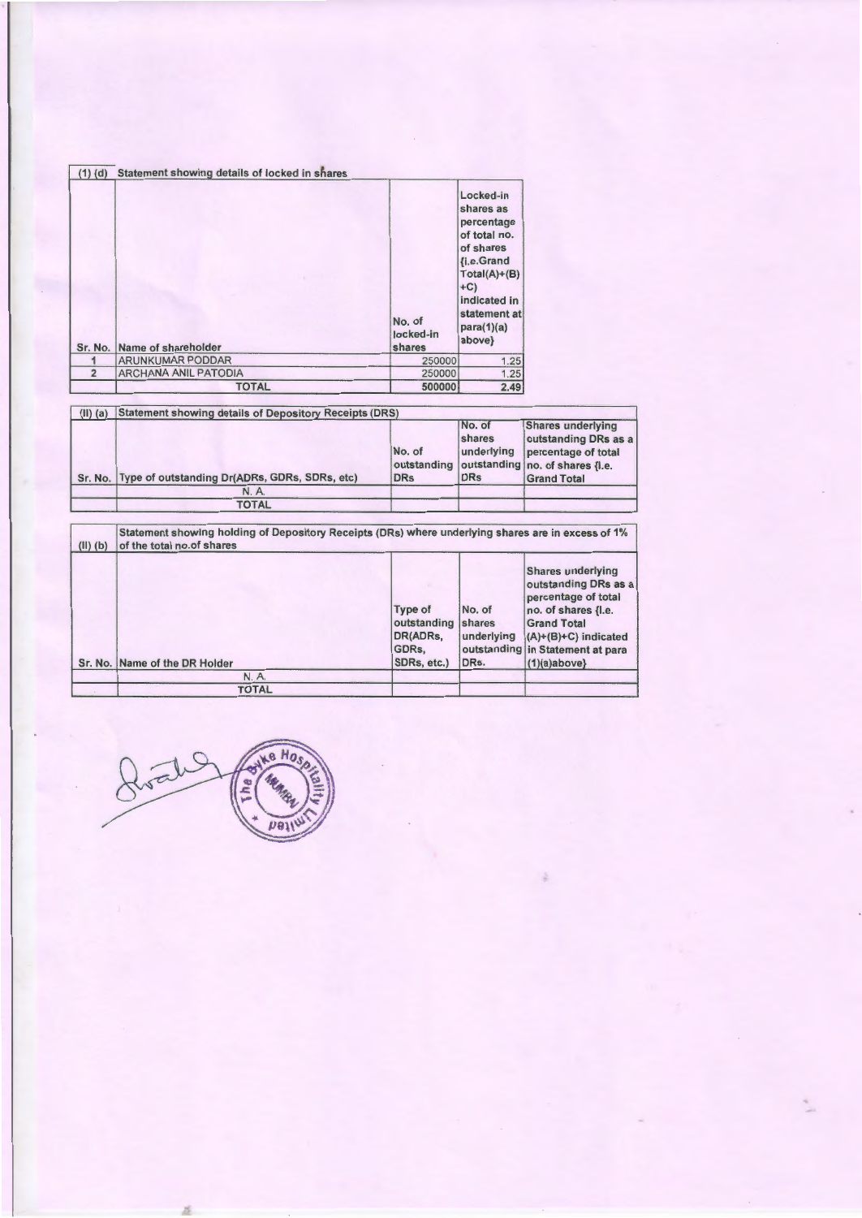**(1) (d) Statement showing details of locked in shares**

| Sr. No. | Name of shareholder | No. of locked-in shares | Locked-in shares as percentage of total no. of shares {i.e.Grand Total(A)+(B)+C) indicated in statement at para(1)(a) above} |
|---|---|---|---|
| 1 | ARUNKUMAR PODDAR | 250000 | 1.25 |
| 2 | ARCHANA ANIL PATODIA | 250000 | 1.25 |
| | TOTAL | 500000 | 2.49 |

**(II) (a) Statement showing details of Depository Receipts (DRS)**

| Sr. No. | Type of outstanding Dr(ADRs, GDRs, SDRs, etc) | No. of outstanding DRs | No. of shares underlying outstanding DRs | Shares underlying outstanding DRs as a percentage of total no. of shares {i.e. Grand Total |
|---|---|---|---|---|
| | N. A. | | | |
| | TOTAL | | | |

**(II) (b) Statement showing holding of Depository Receipts (DRs) where underlying shares are in excess of 1% of the total no.of shares**

| Sr. No. | Name of the DR Holder | Type of outstanding DR(ADRs, GDRs, SDRs, etc.) | No. of shares underlying outstanding DRs. | Shares underlying outstanding DRs as a percentage of total no. of shares {i.e. Grand Total (A)+(B)+C) indicated in Statement at para (1)(a)above} |
|---|---|---|---|---|
| | N. A. | | | |
| | TOTAL | | | |